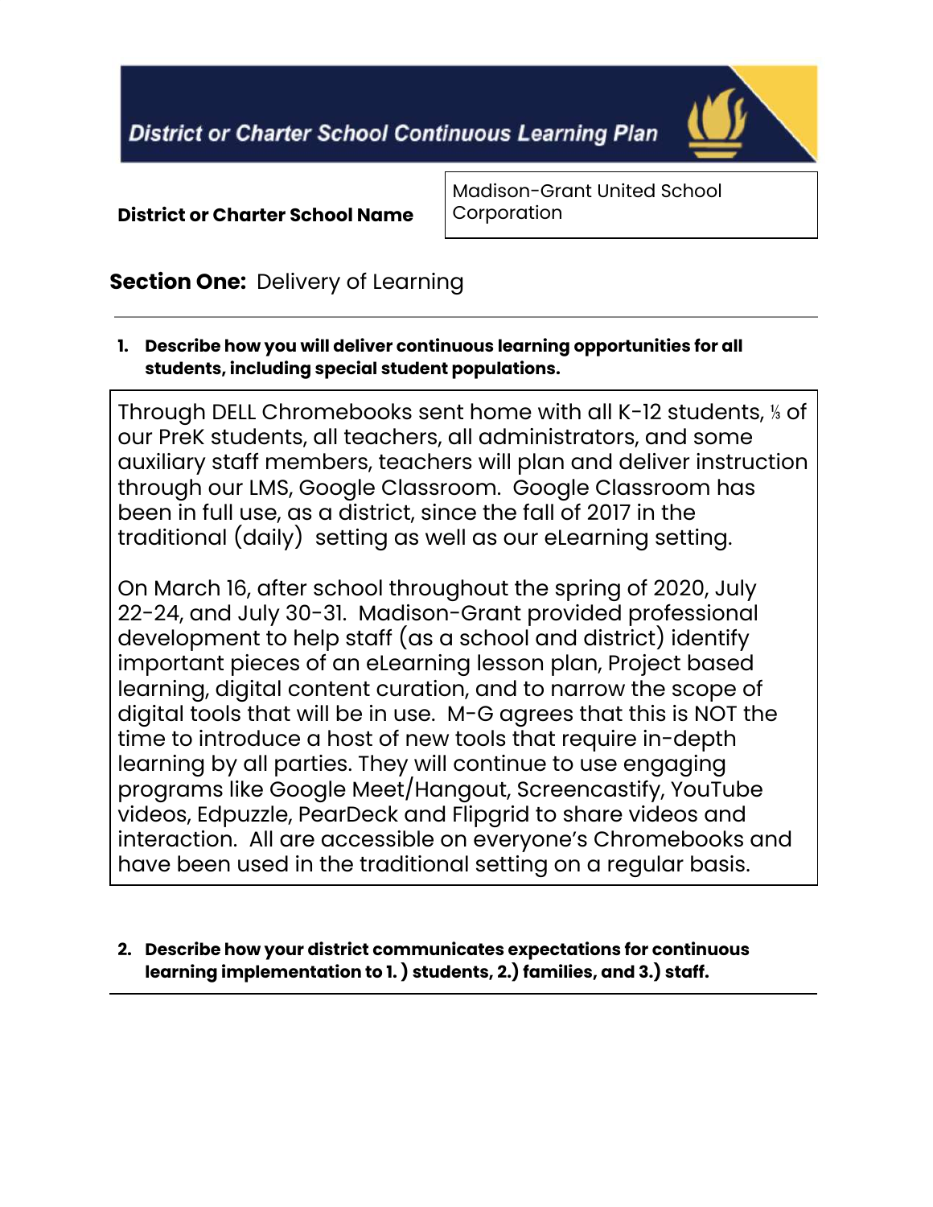# District or Charter School Continuous Learning Plan

| District or Charter School Name | Madison-Grant United School Corporation |
| --- | --- |

## Section One: Delivery of Learning

**1. Describe how you will deliver continuous learning opportunities for all students, including special student populations.**

Through DELL Chromebooks sent home with all K-12 students, ⅓ of our PreK students, all teachers, all administrators, and some auxiliary staff members, teachers will plan and deliver instruction through our LMS, Google Classroom. Google Classroom has been in full use, as a district, since the fall of 2017 in the traditional (daily) setting as well as our eLearning setting.

On March 16, after school throughout the spring of 2020, July 22-24, and July 30-31. Madison-Grant provided professional development to help staff (as a school and district) identify important pieces of an eLearning lesson plan, Project based learning, digital content curation, and to narrow the scope of digital tools that will be in use. M-G agrees that this is NOT the time to introduce a host of new tools that require in-depth learning by all parties. They will continue to use engaging programs like Google Meet/Hangout, Screencastify, YouTube videos, Edpuzzle, PearDeck and Flipgrid to share videos and interaction. All are accessible on everyone's Chromebooks and have been used in the traditional setting on a regular basis.

**2. Describe how your district communicates expectations for continuous learning implementation to 1.) students, 2.) families, and 3.) staff.**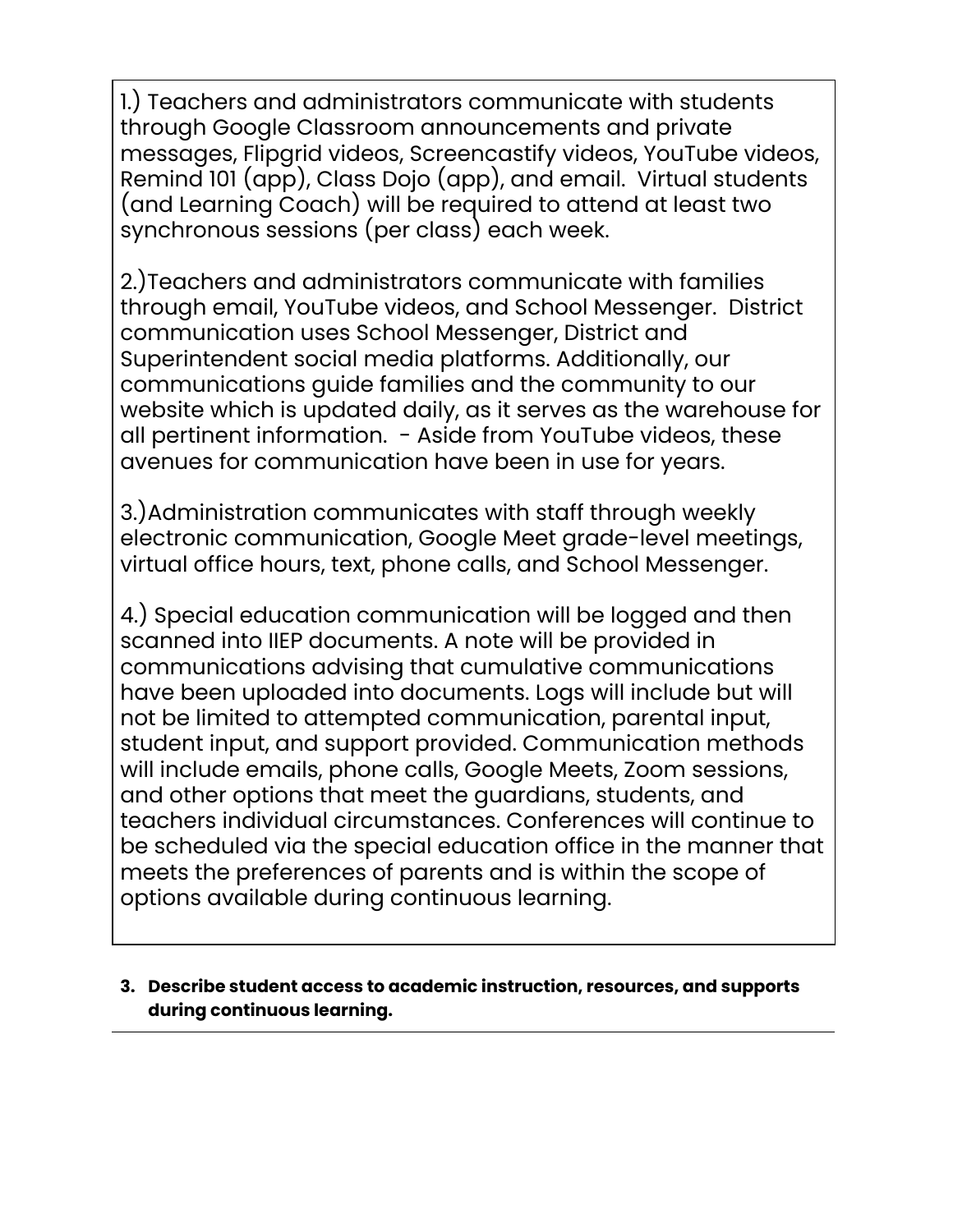1.) Teachers and administrators communicate with students through Google Classroom announcements and private messages, Flipgrid videos, Screencastify videos, YouTube videos, Remind 101 (app), Class Dojo (app), and email. Virtual students (and Learning Coach) will be required to attend at least two synchronous sessions (per class) each week.

2.)Teachers and administrators communicate with families through email, YouTube videos, and School Messenger. District communication uses School Messenger, District and Superintendent social media platforms. Additionally, our communications guide families and the community to our website which is updated daily, as it serves as the warehouse for all pertinent information. - Aside from YouTube videos, these avenues for communication have been in use for years.

3.)Administration communicates with staff through weekly electronic communication, Google Meet grade-level meetings, virtual office hours, text, phone calls, and School Messenger.

4.) Special education communication will be logged and then scanned into IIEP documents. A note will be provided in communications advising that cumulative communications have been uploaded into documents. Logs will include but will not be limited to attempted communication, parental input, student input, and support provided. Communication methods will include emails, phone calls, Google Meets, Zoom sessions, and other options that meet the guardians, students, and teachers individual circumstances. Conferences will continue to be scheduled via the special education office in the manner that meets the preferences of parents and is within the scope of options available during continuous learning.

3. **Describe student access to academic instruction, resources, and supports during continuous learning.**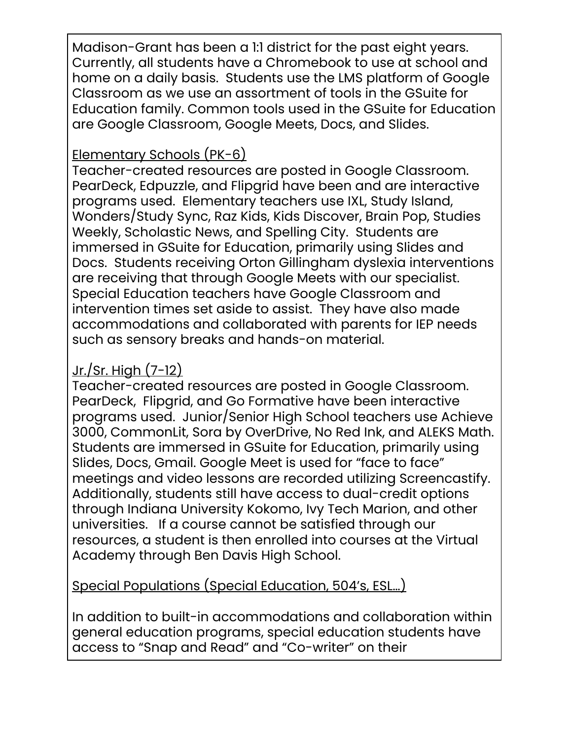Madison-Grant has been a 1:1 district for the past eight years. Currently, all students have a Chromebook to use at school and home on a daily basis. Students use the LMS platform of Google Classroom as we use an assortment of tools in the GSuite for Education family. Common tools used in the GSuite for Education are Google Classroom, Google Meets, Docs, and Slides.

Elementary Schools (PK-6)

Teacher-created resources are posted in Google Classroom. PearDeck, Edpuzzle, and Flipgrid have been and are interactive programs used. Elementary teachers use IXL, Study Island, Wonders/Study Sync, Raz Kids, Kids Discover, Brain Pop, Studies Weekly, Scholastic News, and Spelling City. Students are immersed in GSuite for Education, primarily using Slides and Docs. Students receiving Orton Gillingham dyslexia interventions are receiving that through Google Meets with our specialist. Special Education teachers have Google Classroom and intervention times set aside to assist. They have also made accommodations and collaborated with parents for IEP needs such as sensory breaks and hands-on material.

Jr./Sr. High (7-12)

Teacher-created resources are posted in Google Classroom. PearDeck, Flipgrid, and Go Formative have been interactive programs used. Junior/Senior High School teachers use Achieve 3000, CommonLit, Sora by OverDrive, No Red Ink, and ALEKS Math. Students are immersed in GSuite for Education, primarily using Slides, Docs, Gmail. Google Meet is used for "face to face" meetings and video lessons are recorded utilizing Screencastify. Additionally, students still have access to dual-credit options through Indiana University Kokomo, Ivy Tech Marion, and other universities. If a course cannot be satisfied through our resources, a student is then enrolled into courses at the Virtual Academy through Ben Davis High School.

Special Populations (Special Education, 504's, ESL...)

In addition to built-in accommodations and collaboration within general education programs, special education students have access to "Snap and Read" and "Co-writer" on their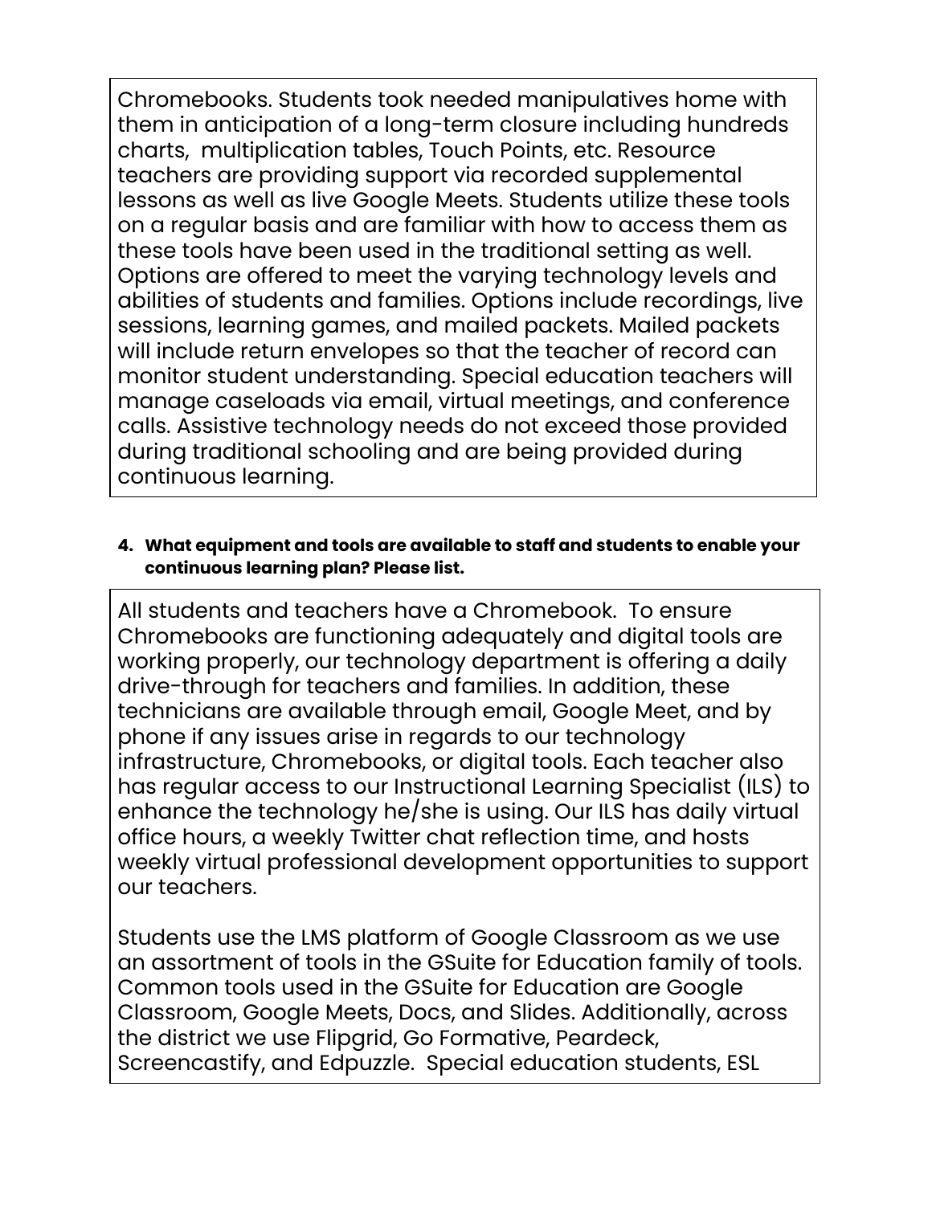Chromebooks. Students took needed manipulatives home with them in anticipation of a long-term closure including hundreds charts, multiplication tables, Touch Points, etc. Resource teachers are providing support via recorded supplemental lessons as well as live Google Meets. Students utilize these tools on a regular basis and are familiar with how to access them as these tools have been used in the traditional setting as well. Options are offered to meet the varying technology levels and abilities of students and families. Options include recordings, live sessions, learning games, and mailed packets. Mailed packets will include return envelopes so that the teacher of record can monitor student understanding. Special education teachers will manage caseloads via email, virtual meetings, and conference calls. Assistive technology needs do not exceed those provided during traditional schooling and are being provided during continuous learning.

**4. What equipment and tools are available to staff and students to enable your continuous learning plan? Please list.**

All students and teachers have a Chromebook. To ensure Chromebooks are functioning adequately and digital tools are working properly, our technology department is offering a daily drive-through for teachers and families. In addition, these technicians are available through email, Google Meet, and by phone if any issues arise in regards to our technology infrastructure, Chromebooks, or digital tools. Each teacher also has regular access to our Instructional Learning Specialist (ILS) to enhance the technology he/she is using. Our ILS has daily virtual office hours, a weekly Twitter chat reflection time, and hosts weekly virtual professional development opportunities to support our teachers.

Students use the LMS platform of Google Classroom as we use an assortment of tools in the GSuite for Education family of tools. Common tools used in the GSuite for Education are Google Classroom, Google Meets, Docs, and Slides. Additionally, across the district we use Flipgrid, Go Formative, Peardeck, Screencastify, and Edpuzzle. Special education students, ESL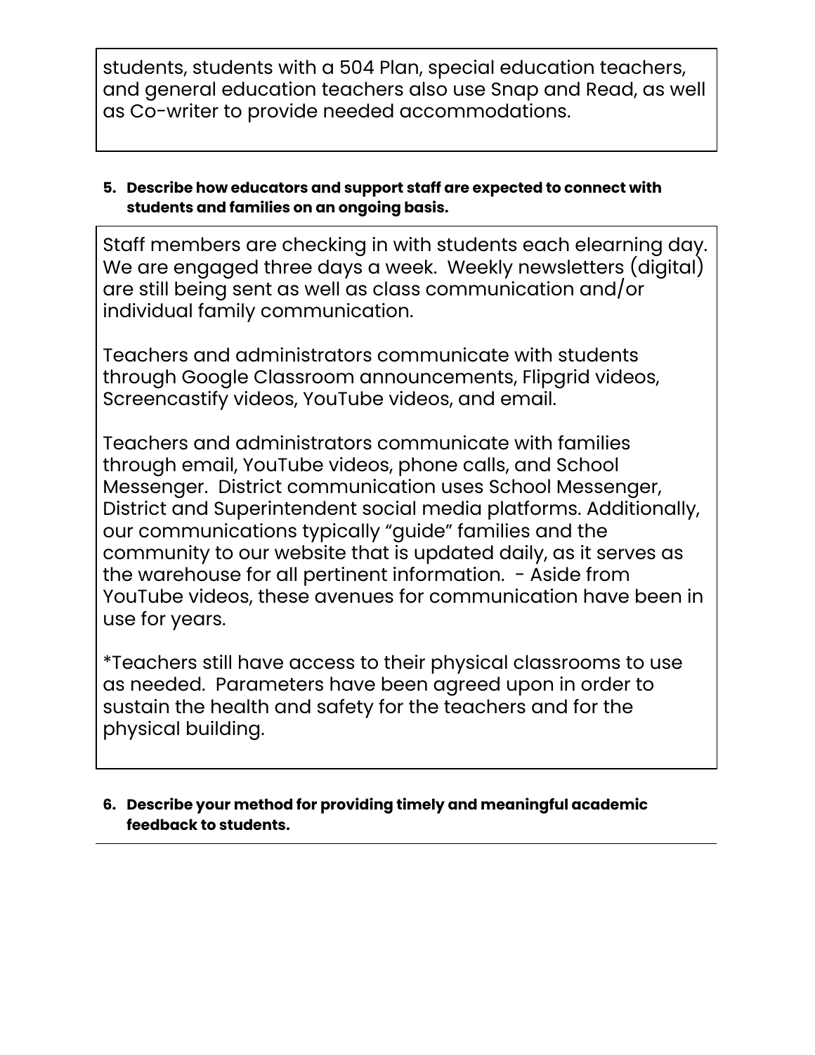students, students with a 504 Plan, special education teachers, and general education teachers also use Snap and Read, as well as Co-writer to provide needed accommodations.

5. **Describe how educators and support staff are expected to connect with students and families on an ongoing basis.**

Staff members are checking in with students each elearning day. We are engaged three days a week. Weekly newsletters (digital) are still being sent as well as class communication and/or individual family communication.

Teachers and administrators communicate with students through Google Classroom announcements, Flipgrid videos, Screencastify videos, YouTube videos, and email.

Teachers and administrators communicate with families through email, YouTube videos, phone calls, and School Messenger. District communication uses School Messenger, District and Superintendent social media platforms. Additionally, our communications typically "guide" families and the community to our website that is updated daily, as it serves as the warehouse for all pertinent information. - Aside from YouTube videos, these avenues for communication have been in use for years.

*Teachers still have access to their physical classrooms to use as needed. Parameters have been agreed upon in order to sustain the health and safety for the teachers and for the physical building.

6. **Describe your method for providing timely and meaningful academic feedback to students.**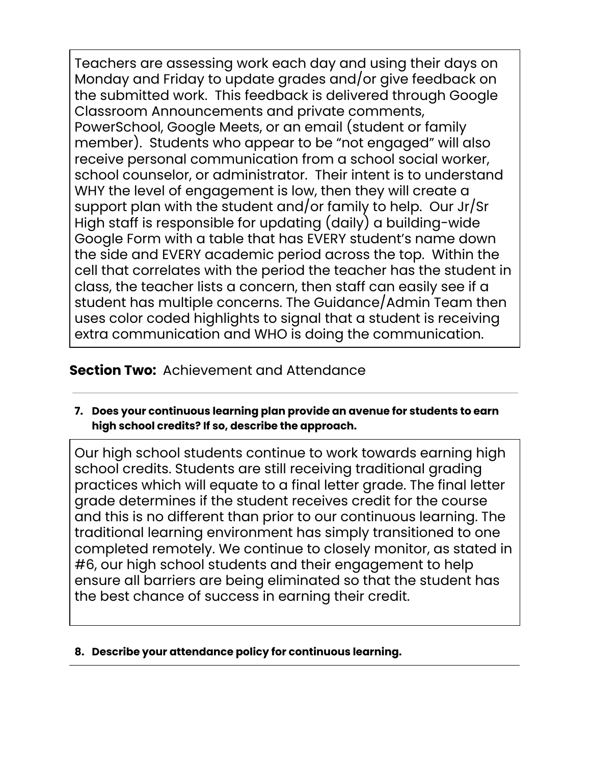Teachers are assessing work each day and using their days on Monday and Friday to update grades and/or give feedback on the submitted work. This feedback is delivered through Google Classroom Announcements and private comments, PowerSchool, Google Meets, or an email (student or family member). Students who appear to be "not engaged" will also receive personal communication from a school social worker, school counselor, or administrator. Their intent is to understand WHY the level of engagement is low, then they will create a support plan with the student and/or family to help. Our Jr/Sr High staff is responsible for updating (daily) a building-wide Google Form with a table that has EVERY student's name down the side and EVERY academic period across the top. Within the cell that correlates with the period the teacher has the student in class, the teacher lists a concern, then staff can easily see if a student has multiple concerns. The Guidance/Admin Team then uses color coded highlights to signal that a student is receiving extra communication and WHO is doing the communication.

## **Section Two:** Achievement and Attendance

---

7. **Does your continuous learning plan provide an avenue for students to earn high school credits? If so, describe the approach.**

Our high school students continue to work towards earning high school credits. Students are still receiving traditional grading practices which will equate to a final letter grade. The final letter grade determines if the student receives credit for the course and this is no different than prior to our continuous learning. The traditional learning environment has simply transitioned to one completed remotely. We continue to closely monitor, as stated in #6, our high school students and their engagement to help ensure all barriers are being eliminated so that the student has the best chance of success in earning their credit.

8. **Describe your attendance policy for continuous learning.**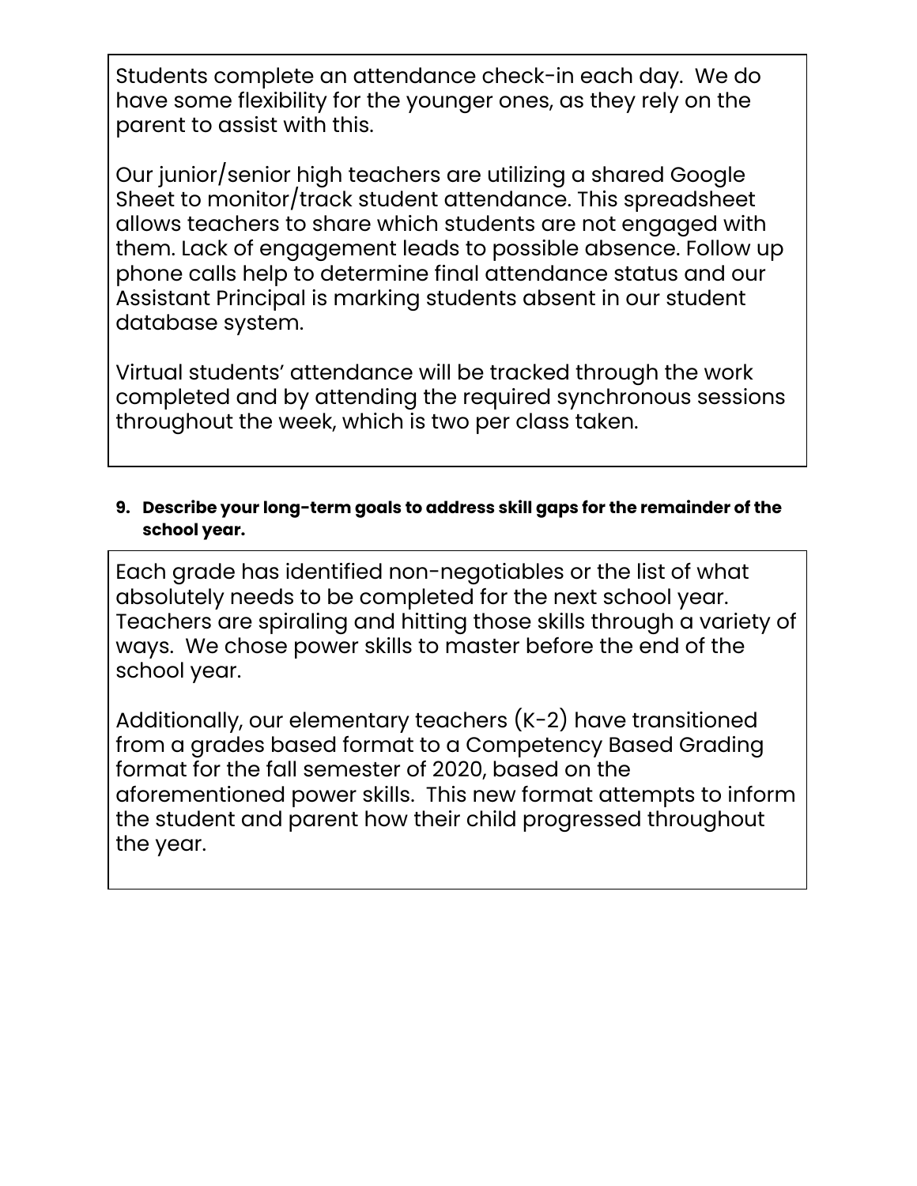Students complete an attendance check-in each day. We do have some flexibility for the younger ones, as they rely on the parent to assist with this.

Our junior/senior high teachers are utilizing a shared Google Sheet to monitor/track student attendance. This spreadsheet allows teachers to share which students are not engaged with them. Lack of engagement leads to possible absence. Follow up phone calls help to determine final attendance status and our Assistant Principal is marking students absent in our student database system.

Virtual students' attendance will be tracked through the work completed and by attending the required synchronous sessions throughout the week, which is two per class taken.

**9. Describe your long-term goals to address skill gaps for the remainder of the school year.**

Each grade has identified non-negotiables or the list of what absolutely needs to be completed for the next school year. Teachers are spiraling and hitting those skills through a variety of ways. We chose power skills to master before the end of the school year.

Additionally, our elementary teachers (K-2) have transitioned from a grades based format to a Competency Based Grading format for the fall semester of 2020, based on the aforementioned power skills. This new format attempts to inform the student and parent how their child progressed throughout the year.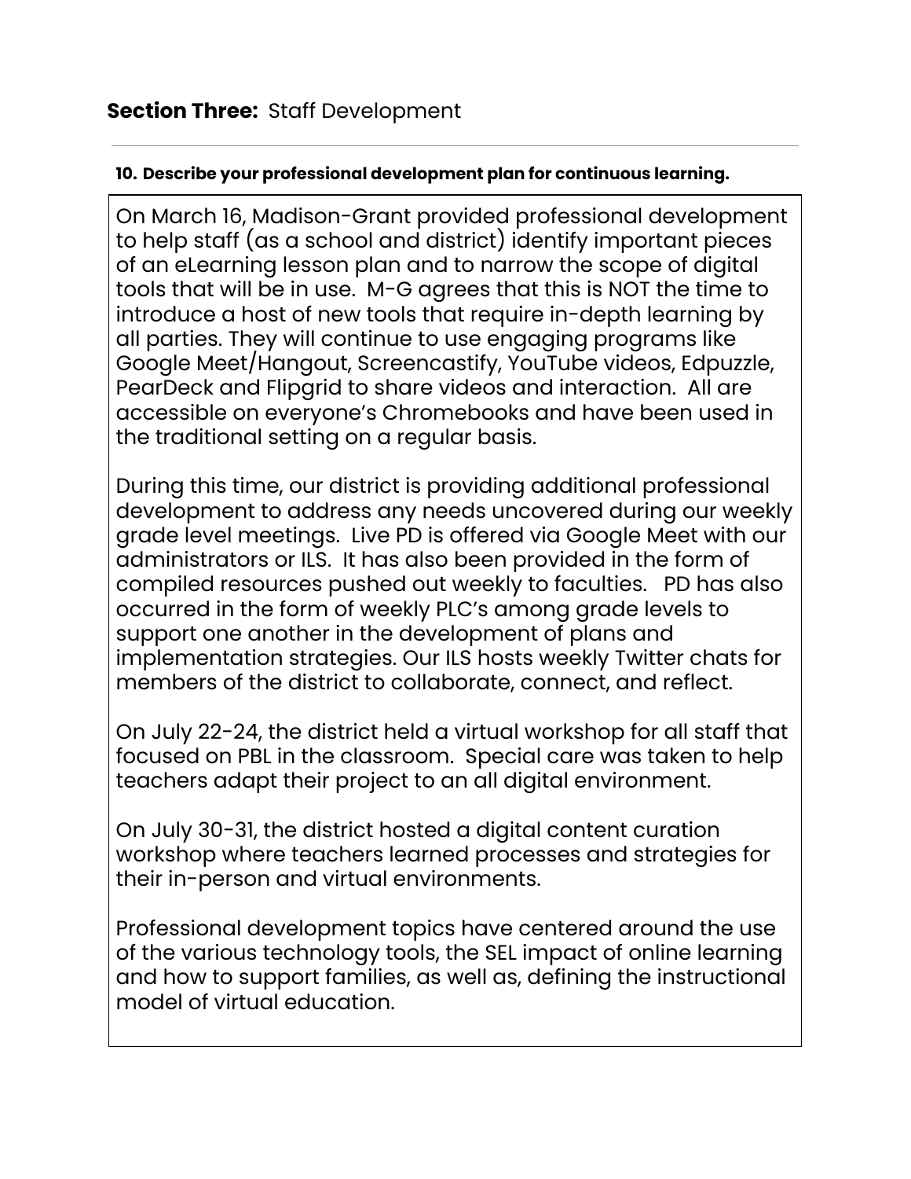## **Section Three:** Staff Development

---

**10. Describe your professional development plan for continuous learning.**

On March 16, Madison-Grant provided professional development to help staff (as a school and district) identify important pieces of an eLearning lesson plan and to narrow the scope of digital tools that will be in use. M-G agrees that this is NOT the time to introduce a host of new tools that require in-depth learning by all parties. They will continue to use engaging programs like Google Meet/Hangout, Screencastify, YouTube videos, Edpuzzle, PearDeck and Flipgrid to share videos and interaction. All are accessible on everyone's Chromebooks and have been used in the traditional setting on a regular basis.

During this time, our district is providing additional professional development to address any needs uncovered during our weekly grade level meetings. Live PD is offered via Google Meet with our administrators or ILS. It has also been provided in the form of compiled resources pushed out weekly to faculties. PD has also occurred in the form of weekly PLC's among grade levels to support one another in the development of plans and implementation strategies. Our ILS hosts weekly Twitter chats for members of the district to collaborate, connect, and reflect.

On July 22-24, the district held a virtual workshop for all staff that focused on PBL in the classroom. Special care was taken to help teachers adapt their project to an all digital environment.

On July 30-31, the district hosted a digital content curation workshop where teachers learned processes and strategies for their in-person and virtual environments.

Professional development topics have centered around the use of the various technology tools, the SEL impact of online learning and how to support families, as well as, defining the instructional model of virtual education.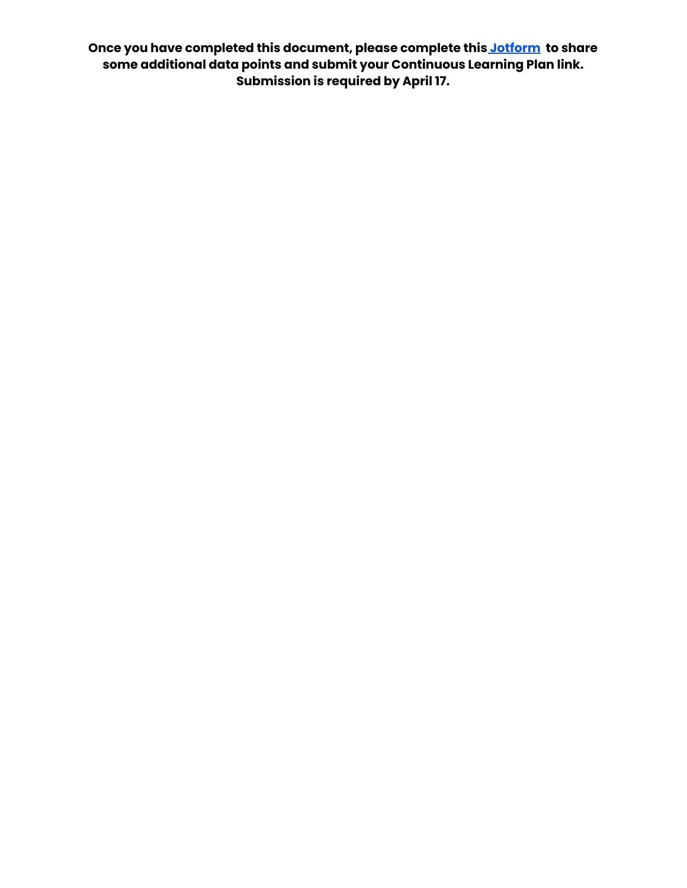**Once you have completed this document, please complete this Jotform to share some additional data points and submit your Continuous Learning Plan link. Submission is required by April 17.**